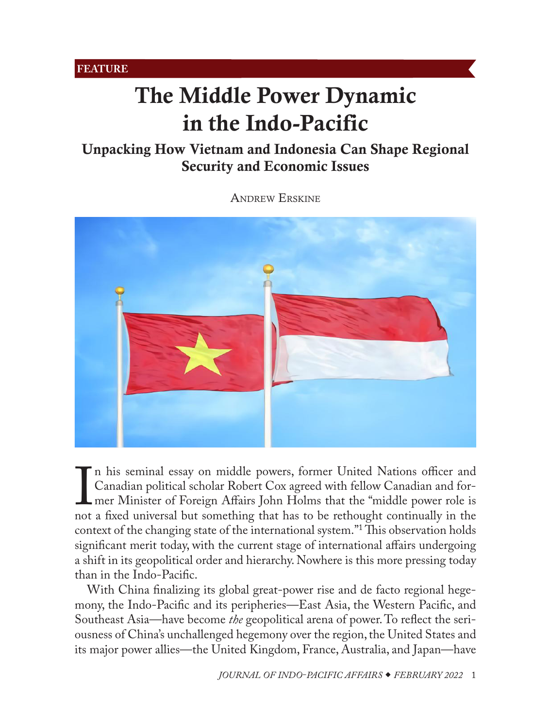FEATURE

# The Middle Power Dynamic in the Indo-Pacific

## Unpacking How Vietnam and Indonesia Can Shape Regional Security and Economic Issues

Andrew Erskine

In his seminal essay on middle powers, former United Nations officer and Canadian political scholar Robert Cox agreed with fellow Canadian and former Minister of Foreign Affairs John Holms that the "middle power role is not a fixed universal but something that has to be rethought continually in the context of the changing state of the international system."[1] This observation holds significant merit today, with the current stage of international affairs undergoing a shift in its geopolitical order and hierarchy. Nowhere is this more pressing today than in the Indo-Pacific.

With China finalizing its global great-power rise and de facto regional hegemony, the Indo-Pacific and its peripheries—East Asia, the Western Pacific, and Southeast Asia—have become *the* geopolitical arena of power. To reflect the seriousness of China's unchallenged hegemony over the region, the United States and its major power allies—the United Kingdom, France, Australia, and Japan—have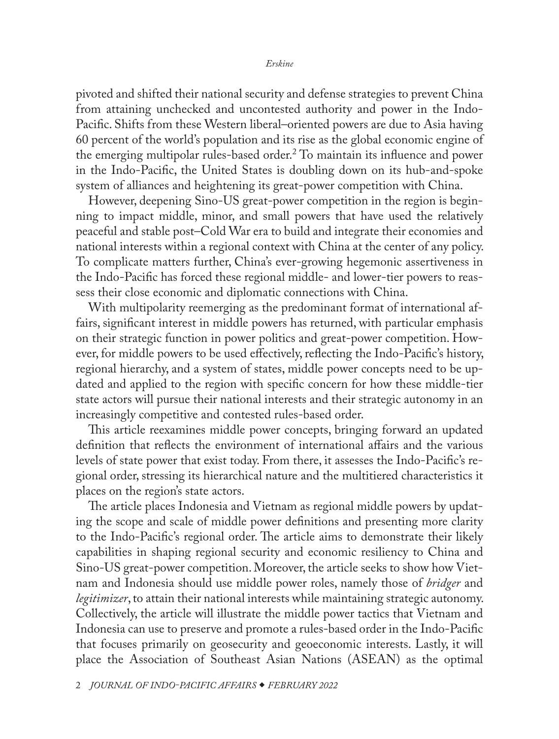pivoted and shifted their national security and defense strategies to prevent China from attaining unchecked and uncontested authority and power in the Indo-Pacific. Shifts from these Western liberal–oriented powers are due to Asia having 60 percent of the world's population and its rise as the global economic engine of the emerging multipolar rules-based order.[2] To maintain its influence and power in the Indo-Pacific, the United States is doubling down on its hub-and-spoke system of alliances and heightening its great-power competition with China.

However, deepening Sino-US great-power competition in the region is beginning to impact middle, minor, and small powers that have used the relatively peaceful and stable post–Cold War era to build and integrate their economies and national interests within a regional context with China at the center of any policy. To complicate matters further, China's ever-growing hegemonic assertiveness in the Indo-Pacific has forced these regional middle- and lower-tier powers to reassess their close economic and diplomatic connections with China.

With multipolarity reemerging as the predominant format of international affairs, significant interest in middle powers has returned, with particular emphasis on their strategic function in power politics and great-power competition. However, for middle powers to be used effectively, reflecting the Indo-Pacific's history, regional hierarchy, and a system of states, middle power concepts need to be updated and applied to the region with specific concern for how these middle-tier state actors will pursue their national interests and their strategic autonomy in an increasingly competitive and contested rules-based order.

This article reexamines middle power concepts, bringing forward an updated definition that reflects the environment of international affairs and the various levels of state power that exist today. From there, it assesses the Indo-Pacific's regional order, stressing its hierarchical nature and the multitiered characteristics it places on the region's state actors.

The article places Indonesia and Vietnam as regional middle powers by updating the scope and scale of middle power definitions and presenting more clarity to the Indo-Pacific's regional order. The article aims to demonstrate their likely capabilities in shaping regional security and economic resiliency to China and Sino-US great-power competition. Moreover, the article seeks to show how Vietnam and Indonesia should use middle power roles, namely those of *bridger* and *legitimizer*, to attain their national interests while maintaining strategic autonomy. Collectively, the article will illustrate the middle power tactics that Vietnam and Indonesia can use to preserve and promote a rules-based order in the Indo-Pacific that focuses primarily on geosecurity and geoeconomic interests. Lastly, it will place the Association of Southeast Asian Nations (ASEAN) as the optimal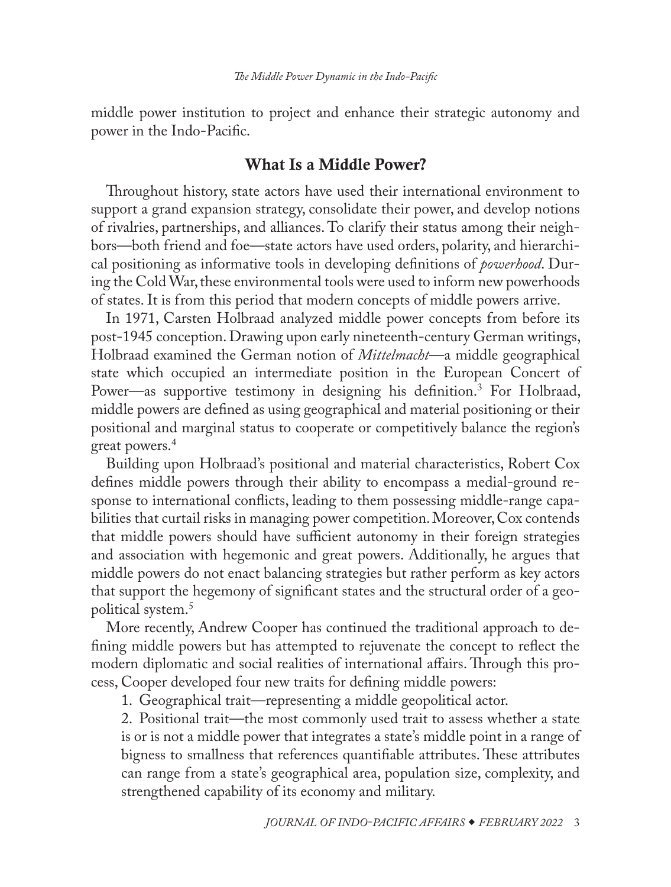middle power institution to project and enhance their strategic autonomy and power in the Indo-Pacific.

## What Is a Middle Power?

Throughout history, state actors have used their international environment to support a grand expansion strategy, consolidate their power, and develop notions of rivalries, partnerships, and alliances. To clarify their status among their neighbors—both friend and foe—state actors have used orders, polarity, and hierarchical positioning as informative tools in developing definitions of *powerhood*. During the Cold War, these environmental tools were used to inform new powerhoods of states. It is from this period that modern concepts of middle powers arrive.

In 1971, Carsten Holbraad analyzed middle power concepts from before its post-1945 conception. Drawing upon early nineteenth-century German writings, Holbraad examined the German notion of *Mittelmacht*—a middle geographical state which occupied an intermediate position in the European Concert of Power—as supportive testimony in designing his definition.[3] For Holbraad, middle powers are defined as using geographical and material positioning or their positional and marginal status to cooperate or competitively balance the region's great powers.[4]

Building upon Holbraad's positional and material characteristics, Robert Cox defines middle powers through their ability to encompass a medial-ground response to international conflicts, leading to them possessing middle-range capabilities that curtail risks in managing power competition. Moreover, Cox contends that middle powers should have sufficient autonomy in their foreign strategies and association with hegemonic and great powers. Additionally, he argues that middle powers do not enact balancing strategies but rather perform as key actors that support the hegemony of significant states and the structural order of a geopolitical system.[5]

More recently, Andrew Cooper has continued the traditional approach to defining middle powers but has attempted to rejuvenate the concept to reflect the modern diplomatic and social realities of international affairs. Through this process, Cooper developed four new traits for defining middle powers:

1. Geographical trait—representing a middle geopolitical actor.
2. Positional trait—the most commonly used trait to assess whether a state is or is not a middle power that integrates a state's middle point in a range of bigness to smallness that references quantifiable attributes. These attributes can range from a state's geographical area, population size, complexity, and strengthened capability of its economy and military.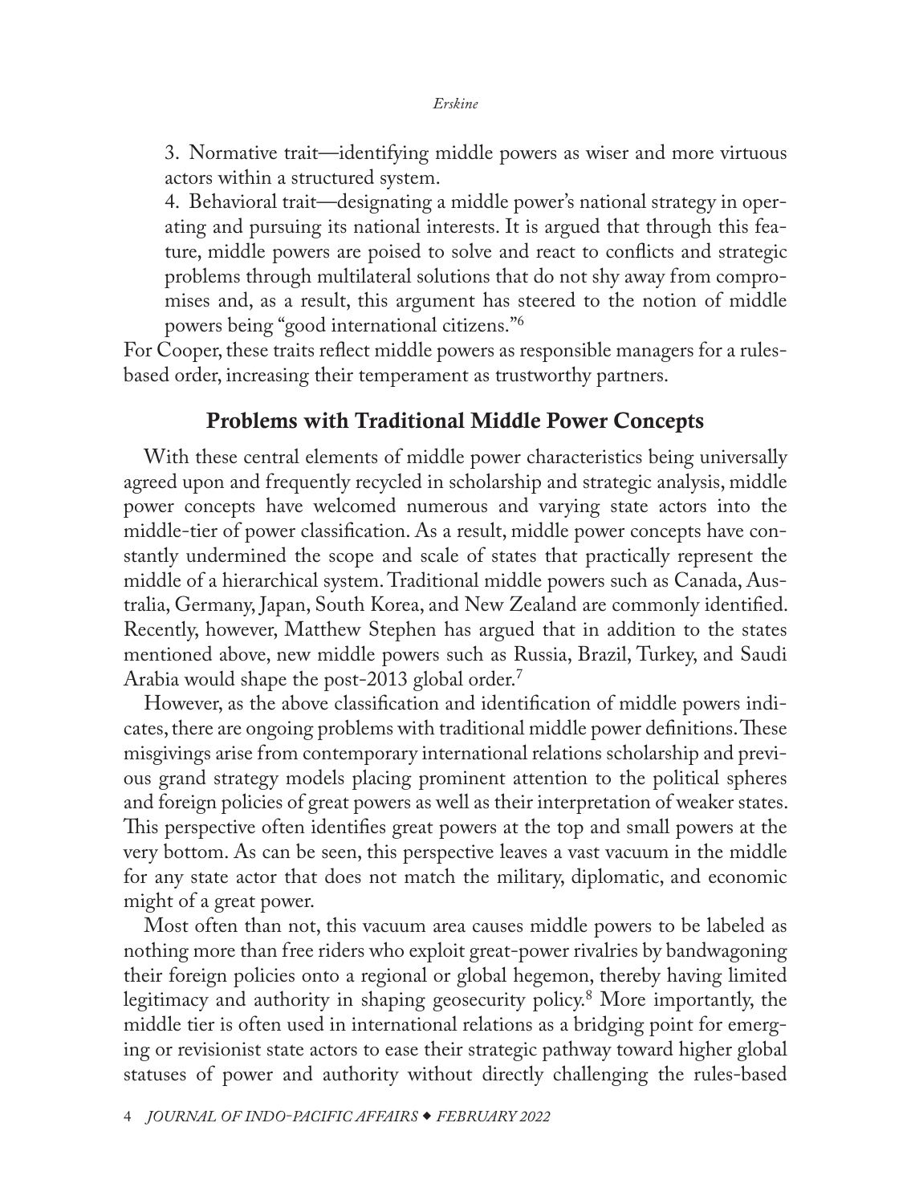3. Normative trait—identifying middle powers as wiser and more virtuous actors within a structured system.

4. Behavioral trait—designating a middle power's national strategy in operating and pursuing its national interests. It is argued that through this feature, middle powers are poised to solve and react to conflicts and strategic problems through multilateral solutions that do not shy away from compromises and, as a result, this argument has steered to the notion of middle powers being "good international citizens."[6]

For Cooper, these traits reflect middle powers as responsible managers for a rules-based order, increasing their temperament as trustworthy partners.

## Problems with Traditional Middle Power Concepts

With these central elements of middle power characteristics being universally agreed upon and frequently recycled in scholarship and strategic analysis, middle power concepts have welcomed numerous and varying state actors into the middle-tier of power classification. As a result, middle power concepts have constantly undermined the scope and scale of states that practically represent the middle of a hierarchical system. Traditional middle powers such as Canada, Australia, Germany, Japan, South Korea, and New Zealand are commonly identified. Recently, however, Matthew Stephen has argued that in addition to the states mentioned above, new middle powers such as Russia, Brazil, Turkey, and Saudi Arabia would shape the post-2013 global order.[7]

However, as the above classification and identification of middle powers indicates, there are ongoing problems with traditional middle power definitions. These misgivings arise from contemporary international relations scholarship and previous grand strategy models placing prominent attention to the political spheres and foreign policies of great powers as well as their interpretation of weaker states. This perspective often identifies great powers at the top and small powers at the very bottom. As can be seen, this perspective leaves a vast vacuum in the middle for any state actor that does not match the military, diplomatic, and economic might of a great power.

Most often than not, this vacuum area causes middle powers to be labeled as nothing more than free riders who exploit great-power rivalries by bandwagoning their foreign policies onto a regional or global hegemon, thereby having limited legitimacy and authority in shaping geosecurity policy.[8] More importantly, the middle tier is often used in international relations as a bridging point for emerging or revisionist state actors to ease their strategic pathway toward higher global statuses of power and authority without directly challenging the rules-based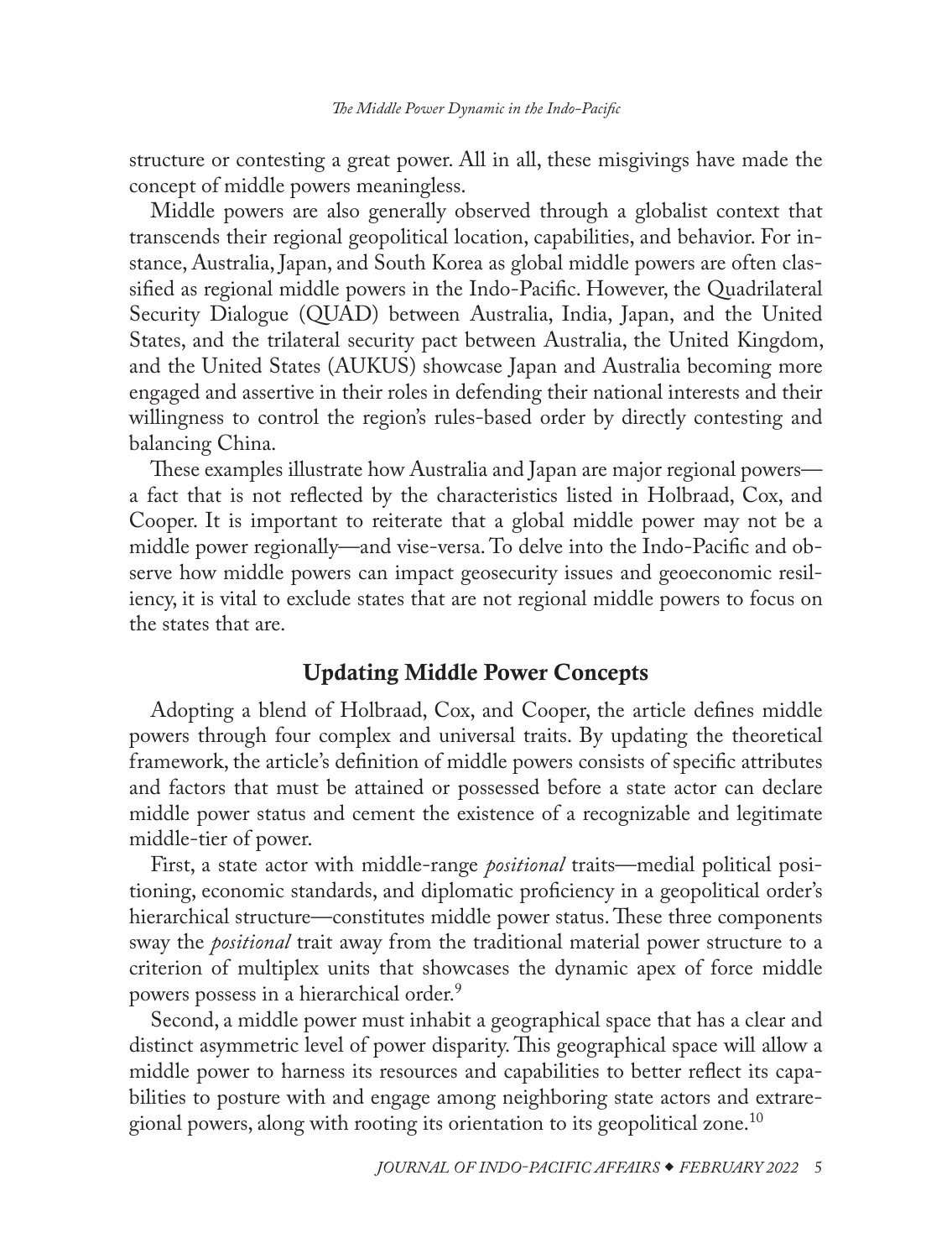structure or contesting a great power. All in all, these misgivings have made the concept of middle powers meaningless.

Middle powers are also generally observed through a globalist context that transcends their regional geopolitical location, capabilities, and behavior. For instance, Australia, Japan, and South Korea as global middle powers are often classified as regional middle powers in the Indo-Pacific. However, the Quadrilateral Security Dialogue (QUAD) between Australia, India, Japan, and the United States, and the trilateral security pact between Australia, the United Kingdom, and the United States (AUKUS) showcase Japan and Australia becoming more engaged and assertive in their roles in defending their national interests and their willingness to control the region's rules-based order by directly contesting and balancing China.

These examples illustrate how Australia and Japan are major regional powers—a fact that is not reflected by the characteristics listed in Holbraad, Cox, and Cooper. It is important to reiterate that a global middle power may not be a middle power regionally—and vise-versa. To delve into the Indo-Pacific and observe how middle powers can impact geosecurity issues and geoeconomic resiliency, it is vital to exclude states that are not regional middle powers to focus on the states that are.

## Updating Middle Power Concepts

Adopting a blend of Holbraad, Cox, and Cooper, the article defines middle powers through four complex and universal traits. By updating the theoretical framework, the article's definition of middle powers consists of specific attributes and factors that must be attained or possessed before a state actor can declare middle power status and cement the existence of a recognizable and legitimate middle-tier of power.

First, a state actor with middle-range *positional* traits—medial political positioning, economic standards, and diplomatic proficiency in a geopolitical order's hierarchical structure—constitutes middle power status. These three components sway the *positional* trait away from the traditional material power structure to a criterion of multiplex units that showcases the dynamic apex of force middle powers possess in a hierarchical order.[9]

Second, a middle power must inhabit a geographical space that has a clear and distinct asymmetric level of power disparity. This geographical space will allow a middle power to harness its resources and capabilities to better reflect its capabilities to posture with and engage among neighboring state actors and extraregional powers, along with rooting its orientation to its geopolitical zone.[10]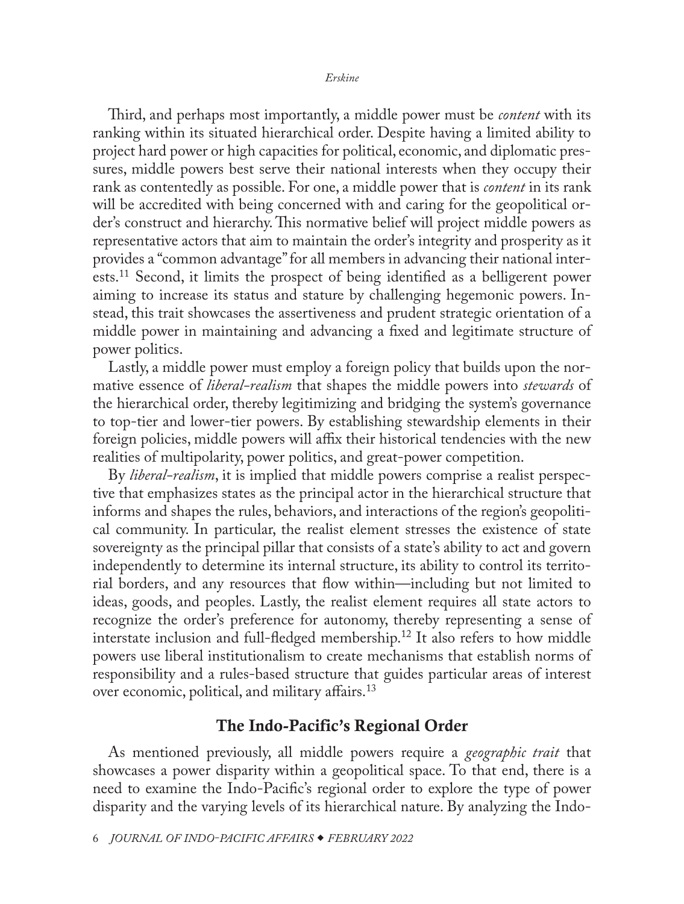Third, and perhaps most importantly, a middle power must be *content* with its ranking within its situated hierarchical order. Despite having a limited ability to project hard power or high capacities for political, economic, and diplomatic pressures, middle powers best serve their national interests when they occupy their rank as contentedly as possible. For one, a middle power that is *content* in its rank will be accredited with being concerned with and caring for the geopolitical order's construct and hierarchy. This normative belief will project middle powers as representative actors that aim to maintain the order's integrity and prosperity as it provides a "common advantage" for all members in advancing their national interests.[11] Second, it limits the prospect of being identified as a belligerent power aiming to increase its status and stature by challenging hegemonic powers. Instead, this trait showcases the assertiveness and prudent strategic orientation of a middle power in maintaining and advancing a fixed and legitimate structure of power politics.

Lastly, a middle power must employ a foreign policy that builds upon the normative essence of *liberal-realism* that shapes the middle powers into *stewards* of the hierarchical order, thereby legitimizing and bridging the system's governance to top-tier and lower-tier powers. By establishing stewardship elements in their foreign policies, middle powers will affix their historical tendencies with the new realities of multipolarity, power politics, and great-power competition.

By *liberal-realism*, it is implied that middle powers comprise a realist perspective that emphasizes states as the principal actor in the hierarchical structure that informs and shapes the rules, behaviors, and interactions of the region's geopolitical community. In particular, the realist element stresses the existence of state sovereignty as the principal pillar that consists of a state's ability to act and govern independently to determine its internal structure, its ability to control its territorial borders, and any resources that flow within—including but not limited to ideas, goods, and peoples. Lastly, the realist element requires all state actors to recognize the order's preference for autonomy, thereby representing a sense of interstate inclusion and full-fledged membership.[12] It also refers to how middle powers use liberal institutionalism to create mechanisms that establish norms of responsibility and a rules-based structure that guides particular areas of interest over economic, political, and military affairs.[13]

## The Indo-Pacific's Regional Order

As mentioned previously, all middle powers require a *geographic trait* that showcases a power disparity within a geopolitical space. To that end, there is a need to examine the Indo-Pacific's regional order to explore the type of power disparity and the varying levels of its hierarchical nature. By analyzing the Indo-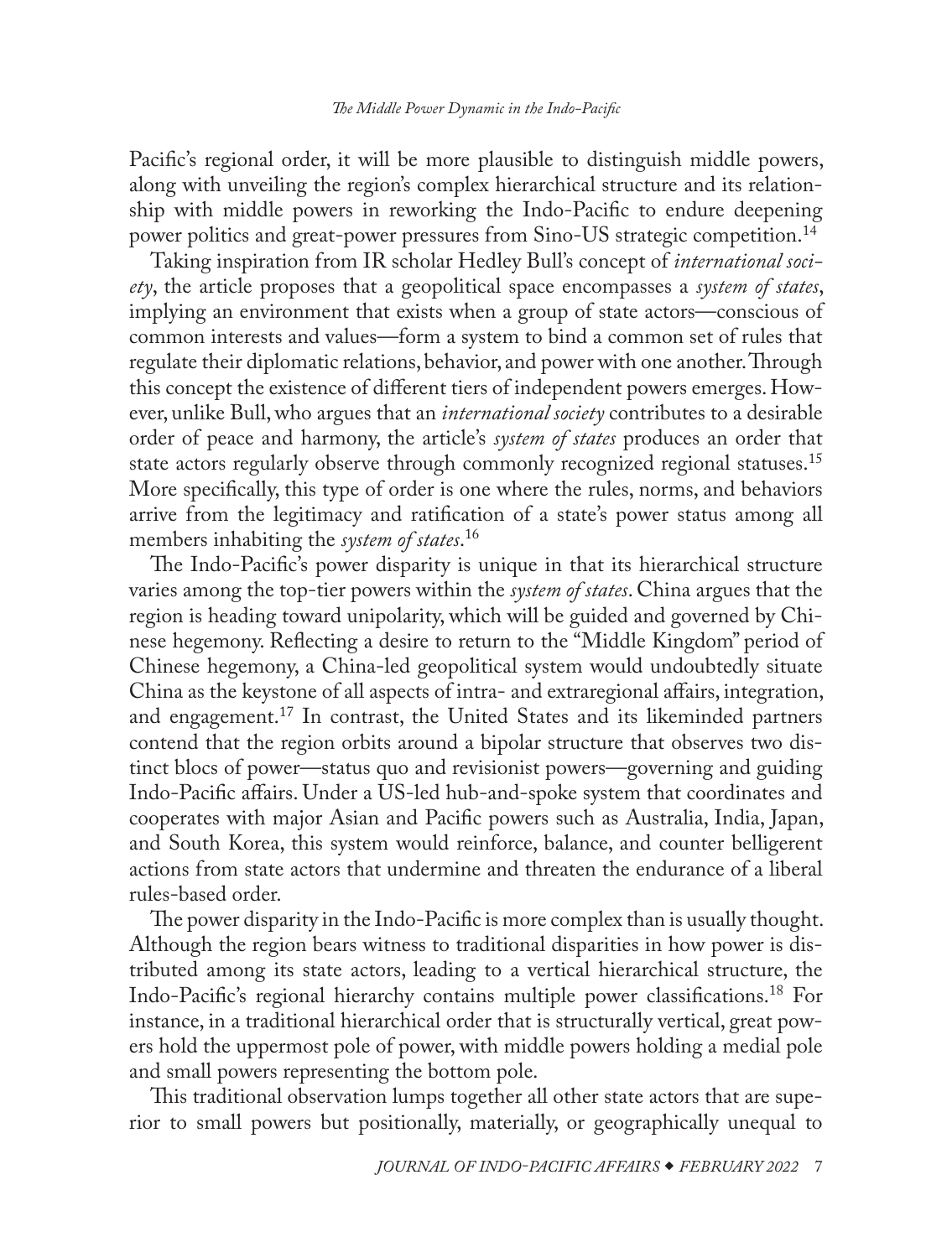Pacific's regional order, it will be more plausible to distinguish middle powers, along with unveiling the region's complex hierarchical structure and its relationship with middle powers in reworking the Indo-Pacific to endure deepening power politics and great-power pressures from Sino-US strategic competition.[14]

Taking inspiration from IR scholar Hedley Bull's concept of *international society*, the article proposes that a geopolitical space encompasses a *system of states*, implying an environment that exists when a group of state actors—conscious of common interests and values—form a system to bind a common set of rules that regulate their diplomatic relations, behavior, and power with one another. Through this concept the existence of different tiers of independent powers emerges. However, unlike Bull, who argues that an *international society* contributes to a desirable order of peace and harmony, the article's *system of states* produces an order that state actors regularly observe through commonly recognized regional statuses.[15] More specifically, this type of order is one where the rules, norms, and behaviors arrive from the legitimacy and ratification of a state's power status among all members inhabiting the *system of states*.[16]

The Indo-Pacific's power disparity is unique in that its hierarchical structure varies among the top-tier powers within the *system of states*. China argues that the region is heading toward unipolarity, which will be guided and governed by Chinese hegemony. Reflecting a desire to return to the "Middle Kingdom" period of Chinese hegemony, a China-led geopolitical system would undoubtedly situate China as the keystone of all aspects of intra- and extraregional affairs, integration, and engagement.[17] In contrast, the United States and its likeminded partners contend that the region orbits around a bipolar structure that observes two distinct blocs of power—status quo and revisionist powers—governing and guiding Indo-Pacific affairs. Under a US-led hub-and-spoke system that coordinates and cooperates with major Asian and Pacific powers such as Australia, India, Japan, and South Korea, this system would reinforce, balance, and counter belligerent actions from state actors that undermine and threaten the endurance of a liberal rules-based order.

The power disparity in the Indo-Pacific is more complex than is usually thought. Although the region bears witness to traditional disparities in how power is distributed among its state actors, leading to a vertical hierarchical structure, the Indo-Pacific's regional hierarchy contains multiple power classifications.[18] For instance, in a traditional hierarchical order that is structurally vertical, great powers hold the uppermost pole of power, with middle powers holding a medial pole and small powers representing the bottom pole.

This traditional observation lumps together all other state actors that are superior to small powers but positionally, materially, or geographically unequal to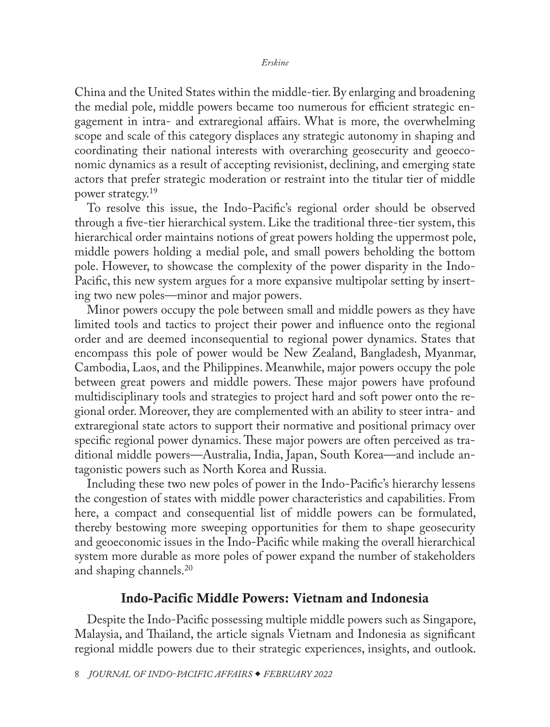China and the United States within the middle-tier. By enlarging and broadening the medial pole, middle powers became too numerous for efficient strategic engagement in intra- and extraregional affairs. What is more, the overwhelming scope and scale of this category displaces any strategic autonomy in shaping and coordinating their national interests with overarching geosecurity and geoeconomic dynamics as a result of accepting revisionist, declining, and emerging state actors that prefer strategic moderation or restraint into the titular tier of middle power strategy.[19]

To resolve this issue, the Indo-Pacific's regional order should be observed through a five-tier hierarchical system. Like the traditional three-tier system, this hierarchical order maintains notions of great powers holding the uppermost pole, middle powers holding a medial pole, and small powers beholding the bottom pole. However, to showcase the complexity of the power disparity in the Indo-Pacific, this new system argues for a more expansive multipolar setting by inserting two new poles—minor and major powers.

Minor powers occupy the pole between small and middle powers as they have limited tools and tactics to project their power and influence onto the regional order and are deemed inconsequential to regional power dynamics. States that encompass this pole of power would be New Zealand, Bangladesh, Myanmar, Cambodia, Laos, and the Philippines. Meanwhile, major powers occupy the pole between great powers and middle powers. These major powers have profound multidisciplinary tools and strategies to project hard and soft power onto the regional order. Moreover, they are complemented with an ability to steer intra- and extraregional state actors to support their normative and positional primacy over specific regional power dynamics. These major powers are often perceived as traditional middle powers—Australia, India, Japan, South Korea—and include antagonistic powers such as North Korea and Russia.

Including these two new poles of power in the Indo-Pacific's hierarchy lessens the congestion of states with middle power characteristics and capabilities. From here, a compact and consequential list of middle powers can be formulated, thereby bestowing more sweeping opportunities for them to shape geosecurity and geoeconomic issues in the Indo-Pacific while making the overall hierarchical system more durable as more poles of power expand the number of stakeholders and shaping channels.[20]

## Indo-Pacific Middle Powers: Vietnam and Indonesia

Despite the Indo-Pacific possessing multiple middle powers such as Singapore, Malaysia, and Thailand, the article signals Vietnam and Indonesia as significant regional middle powers due to their strategic experiences, insights, and outlook.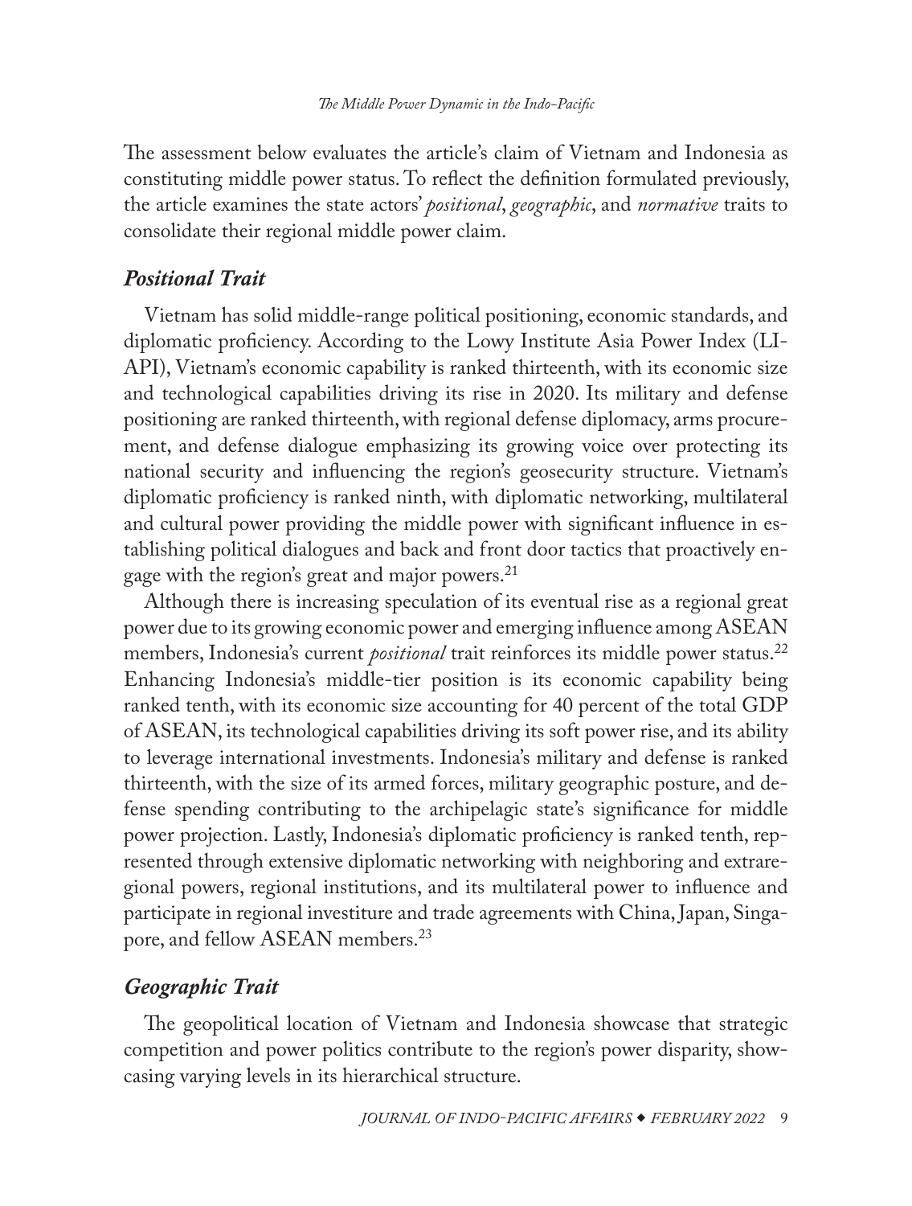The assessment below evaluates the article's claim of Vietnam and Indonesia as constituting middle power status. To reflect the definition formulated previously, the article examines the state actors' *positional*, *geographic*, and *normative* traits to consolidate their regional middle power claim.

### *Positional Trait*

Vietnam has solid middle-range political positioning, economic standards, and diplomatic proficiency. According to the Lowy Institute Asia Power Index (LI-API), Vietnam's economic capability is ranked thirteenth, with its economic size and technological capabilities driving its rise in 2020. Its military and defense positioning are ranked thirteenth, with regional defense diplomacy, arms procurement, and defense dialogue emphasizing its growing voice over protecting its national security and influencing the region's geosecurity structure. Vietnam's diplomatic proficiency is ranked ninth, with diplomatic networking, multilateral and cultural power providing the middle power with significant influence in establishing political dialogues and back and front door tactics that proactively engage with the region's great and major powers.[21]

Although there is increasing speculation of its eventual rise as a regional great power due to its growing economic power and emerging influence among ASEAN members, Indonesia's current *positional* trait reinforces its middle power status.[22] Enhancing Indonesia's middle-tier position is its economic capability being ranked tenth, with its economic size accounting for 40 percent of the total GDP of ASEAN, its technological capabilities driving its soft power rise, and its ability to leverage international investments. Indonesia's military and defense is ranked thirteenth, with the size of its armed forces, military geographic posture, and defense spending contributing to the archipelagic state's significance for middle power projection. Lastly, Indonesia's diplomatic proficiency is ranked tenth, represented through extensive diplomatic networking with neighboring and extraregional powers, regional institutions, and its multilateral power to influence and participate in regional investiture and trade agreements with China, Japan, Singapore, and fellow ASEAN members.[23]

### *Geographic Trait*

The geopolitical location of Vietnam and Indonesia showcase that strategic competition and power politics contribute to the region's power disparity, showcasing varying levels in its hierarchical structure.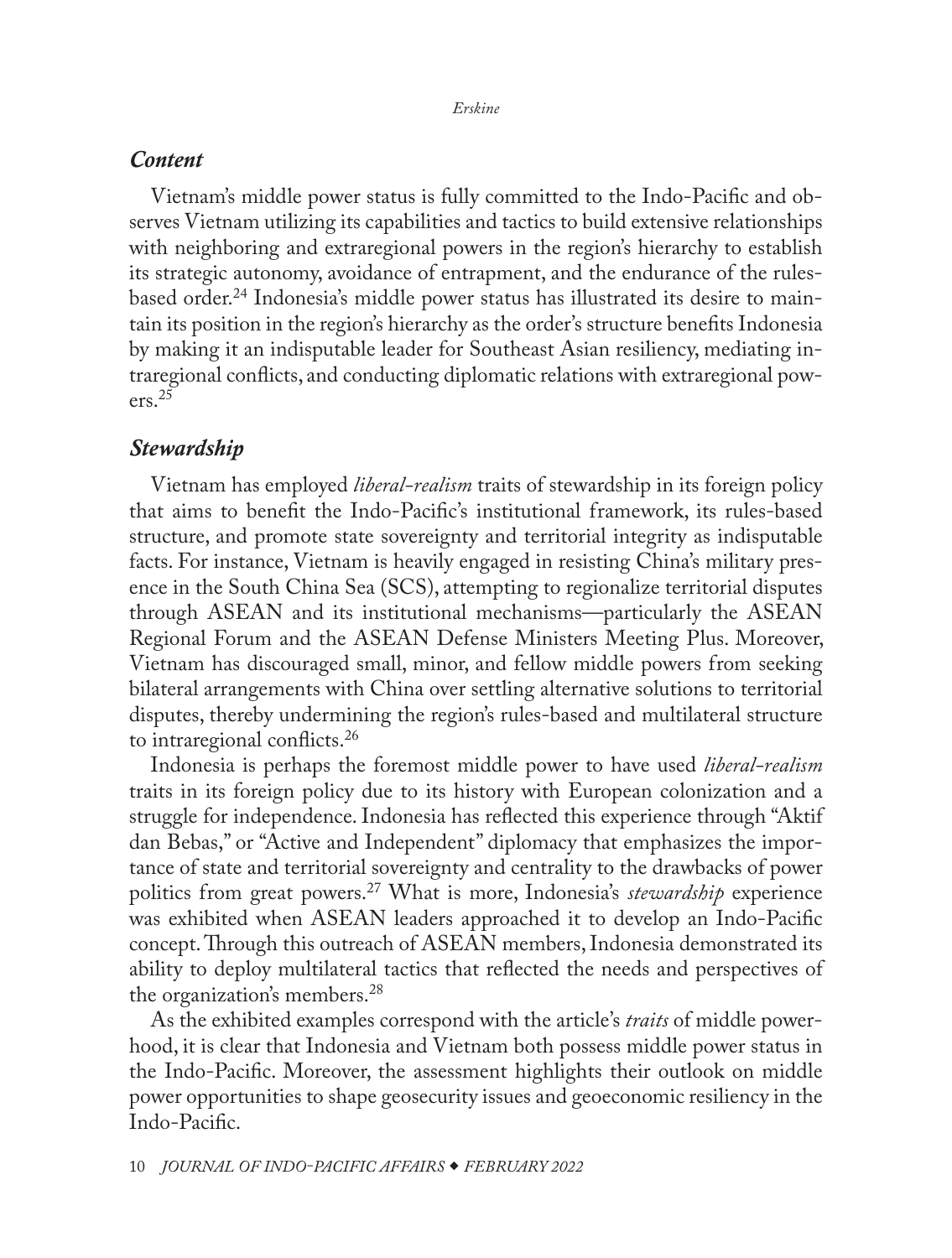### *Content*

Vietnam's middle power status is fully committed to the Indo-Pacific and observes Vietnam utilizing its capabilities and tactics to build extensive relationships with neighboring and extraregional powers in the region's hierarchy to establish its strategic autonomy, avoidance of entrapment, and the endurance of the rules-based order.[24] Indonesia's middle power status has illustrated its desire to maintain its position in the region's hierarchy as the order's structure benefits Indonesia by making it an indisputable leader for Southeast Asian resiliency, mediating intraregional conflicts, and conducting diplomatic relations with extraregional powers.[25]

### *Stewardship*

Vietnam has employed *liberal-realism* traits of stewardship in its foreign policy that aims to benefit the Indo-Pacific's institutional framework, its rules-based structure, and promote state sovereignty and territorial integrity as indisputable facts. For instance, Vietnam is heavily engaged in resisting China's military presence in the South China Sea (SCS), attempting to regionalize territorial disputes through ASEAN and its institutional mechanisms—particularly the ASEAN Regional Forum and the ASEAN Defense Ministers Meeting Plus. Moreover, Vietnam has discouraged small, minor, and fellow middle powers from seeking bilateral arrangements with China over settling alternative solutions to territorial disputes, thereby undermining the region's rules-based and multilateral structure to intraregional conflicts.[26]

Indonesia is perhaps the foremost middle power to have used *liberal-realism* traits in its foreign policy due to its history with European colonization and a struggle for independence. Indonesia has reflected this experience through "Aktif dan Bebas," or "Active and Independent" diplomacy that emphasizes the importance of state and territorial sovereignty and centrality to the drawbacks of power politics from great powers.[27] What is more, Indonesia's *stewardship* experience was exhibited when ASEAN leaders approached it to develop an Indo-Pacific concept. Through this outreach of ASEAN members, Indonesia demonstrated its ability to deploy multilateral tactics that reflected the needs and perspectives of the organization's members.[28]

As the exhibited examples correspond with the article's *traits* of middle powerhood, it is clear that Indonesia and Vietnam both possess middle power status in the Indo-Pacific. Moreover, the assessment highlights their outlook on middle power opportunities to shape geosecurity issues and geoeconomic resiliency in the Indo-Pacific.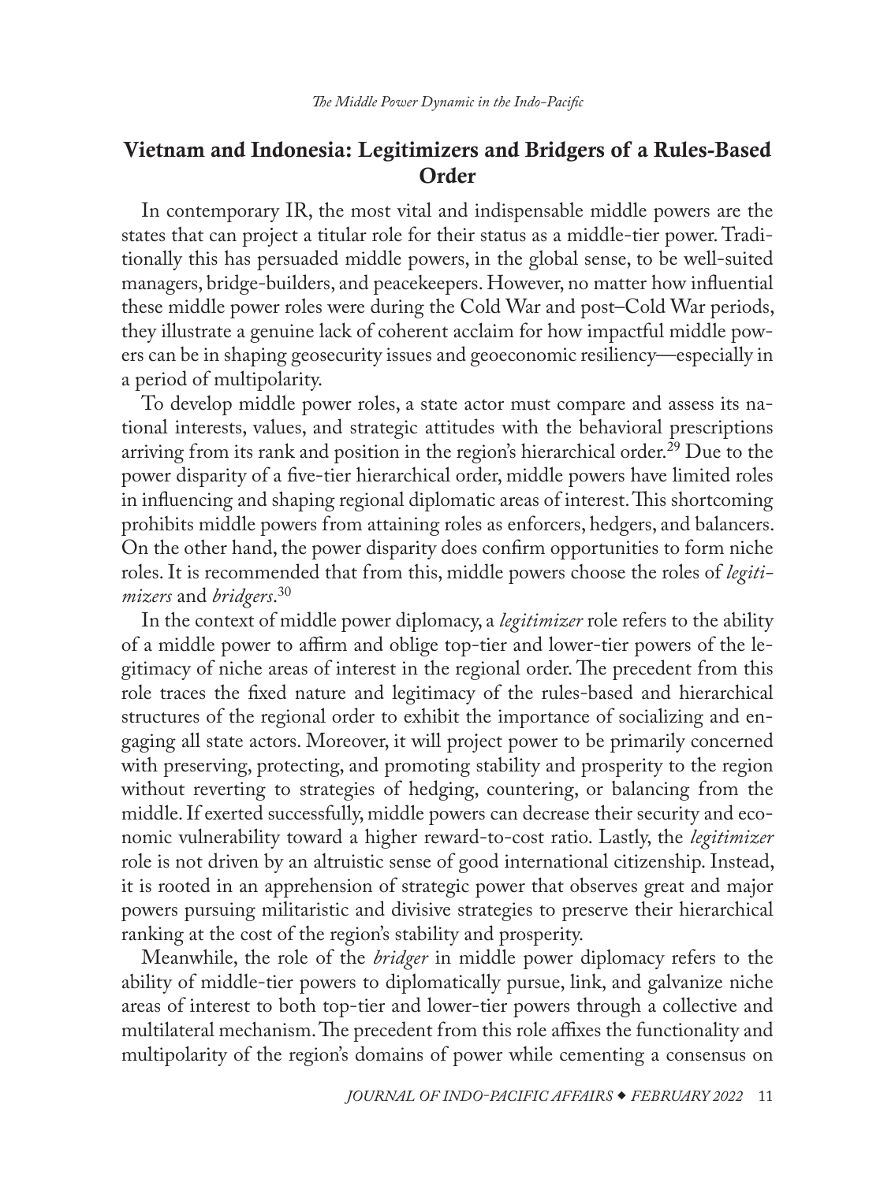## Vietnam and Indonesia: Legitimizers and Bridgers of a Rules-Based Order

In contemporary IR, the most vital and indispensable middle powers are the states that can project a titular role for their status as a middle-tier power. Traditionally this has persuaded middle powers, in the global sense, to be well-suited managers, bridge-builders, and peacekeepers. However, no matter how influential these middle power roles were during the Cold War and post–Cold War periods, they illustrate a genuine lack of coherent acclaim for how impactful middle powers can be in shaping geosecurity issues and geoeconomic resiliency—especially in a period of multipolarity.

To develop middle power roles, a state actor must compare and assess its national interests, values, and strategic attitudes with the behavioral prescriptions arriving from its rank and position in the region's hierarchical order.[29] Due to the power disparity of a five-tier hierarchical order, middle powers have limited roles in influencing and shaping regional diplomatic areas of interest. This shortcoming prohibits middle powers from attaining roles as enforcers, hedgers, and balancers. On the other hand, the power disparity does confirm opportunities to form niche roles. It is recommended that from this, middle powers choose the roles of *legitimizers* and *bridgers*.[30]

In the context of middle power diplomacy, a *legitimizer* role refers to the ability of a middle power to affirm and oblige top-tier and lower-tier powers of the legitimacy of niche areas of interest in the regional order. The precedent from this role traces the fixed nature and legitimacy of the rules-based and hierarchical structures of the regional order to exhibit the importance of socializing and engaging all state actors. Moreover, it will project power to be primarily concerned with preserving, protecting, and promoting stability and prosperity to the region without reverting to strategies of hedging, countering, or balancing from the middle. If exerted successfully, middle powers can decrease their security and economic vulnerability toward a higher reward-to-cost ratio. Lastly, the *legitimizer* role is not driven by an altruistic sense of good international citizenship. Instead, it is rooted in an apprehension of strategic power that observes great and major powers pursuing militaristic and divisive strategies to preserve their hierarchical ranking at the cost of the region's stability and prosperity.

Meanwhile, the role of the *bridger* in middle power diplomacy refers to the ability of middle-tier powers to diplomatically pursue, link, and galvanize niche areas of interest to both top-tier and lower-tier powers through a collective and multilateral mechanism. The precedent from this role affixes the functionality and multipolarity of the region's domains of power while cementing a consensus on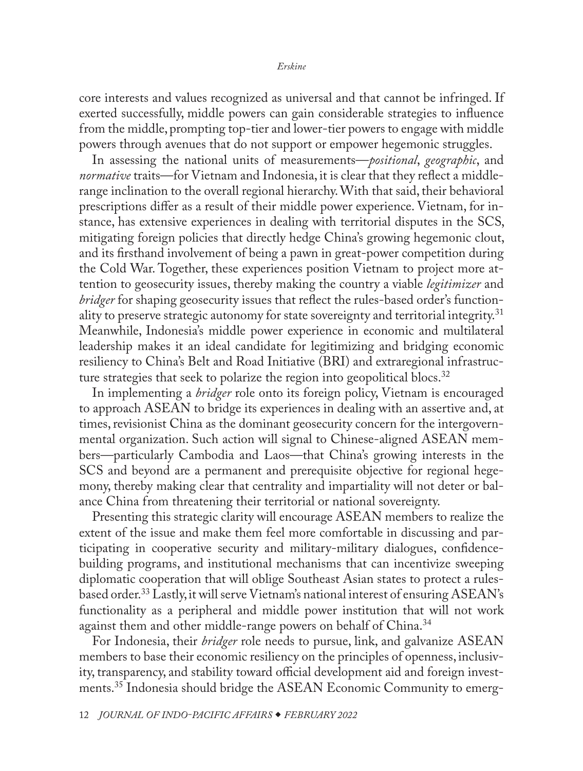core interests and values recognized as universal and that cannot be infringed. If exerted successfully, middle powers can gain considerable strategies to influence from the middle, prompting top-tier and lower-tier powers to engage with middle powers through avenues that do not support or empower hegemonic struggles.

In assessing the national units of measurements—*positional*, *geographic*, and *normative* traits—for Vietnam and Indonesia, it is clear that they reflect a middle-range inclination to the overall regional hierarchy. With that said, their behavioral prescriptions differ as a result of their middle power experience. Vietnam, for instance, has extensive experiences in dealing with territorial disputes in the SCS, mitigating foreign policies that directly hedge China's growing hegemonic clout, and its firsthand involvement of being a pawn in great-power competition during the Cold War. Together, these experiences position Vietnam to project more attention to geosecurity issues, thereby making the country a viable *legitimizer* and *bridger* for shaping geosecurity issues that reflect the rules-based order's functionality to preserve strategic autonomy for state sovereignty and territorial integrity.[31] Meanwhile, Indonesia's middle power experience in economic and multilateral leadership makes it an ideal candidate for legitimizing and bridging economic resiliency to China's Belt and Road Initiative (BRI) and extraregional infrastructure strategies that seek to polarize the region into geopolitical blocs.[32]

In implementing a *bridger* role onto its foreign policy, Vietnam is encouraged to approach ASEAN to bridge its experiences in dealing with an assertive and, at times, revisionist China as the dominant geosecurity concern for the intergovernmental organization. Such action will signal to Chinese-aligned ASEAN members—particularly Cambodia and Laos—that China's growing interests in the SCS and beyond are a permanent and prerequisite objective for regional hegemony, thereby making clear that centrality and impartiality will not deter or balance China from threatening their territorial or national sovereignty.

Presenting this strategic clarity will encourage ASEAN members to realize the extent of the issue and make them feel more comfortable in discussing and participating in cooperative security and military-military dialogues, confidence-building programs, and institutional mechanisms that can incentivize sweeping diplomatic cooperation that will oblige Southeast Asian states to protect a rules-based order.[33] Lastly, it will serve Vietnam's national interest of ensuring ASEAN's functionality as a peripheral and middle power institution that will not work against them and other middle-range powers on behalf of China.[34]

For Indonesia, their *bridger* role needs to pursue, link, and galvanize ASEAN members to base their economic resiliency on the principles of openness, inclusivity, transparency, and stability toward official development aid and foreign investments.[35] Indonesia should bridge the ASEAN Economic Community to emerg-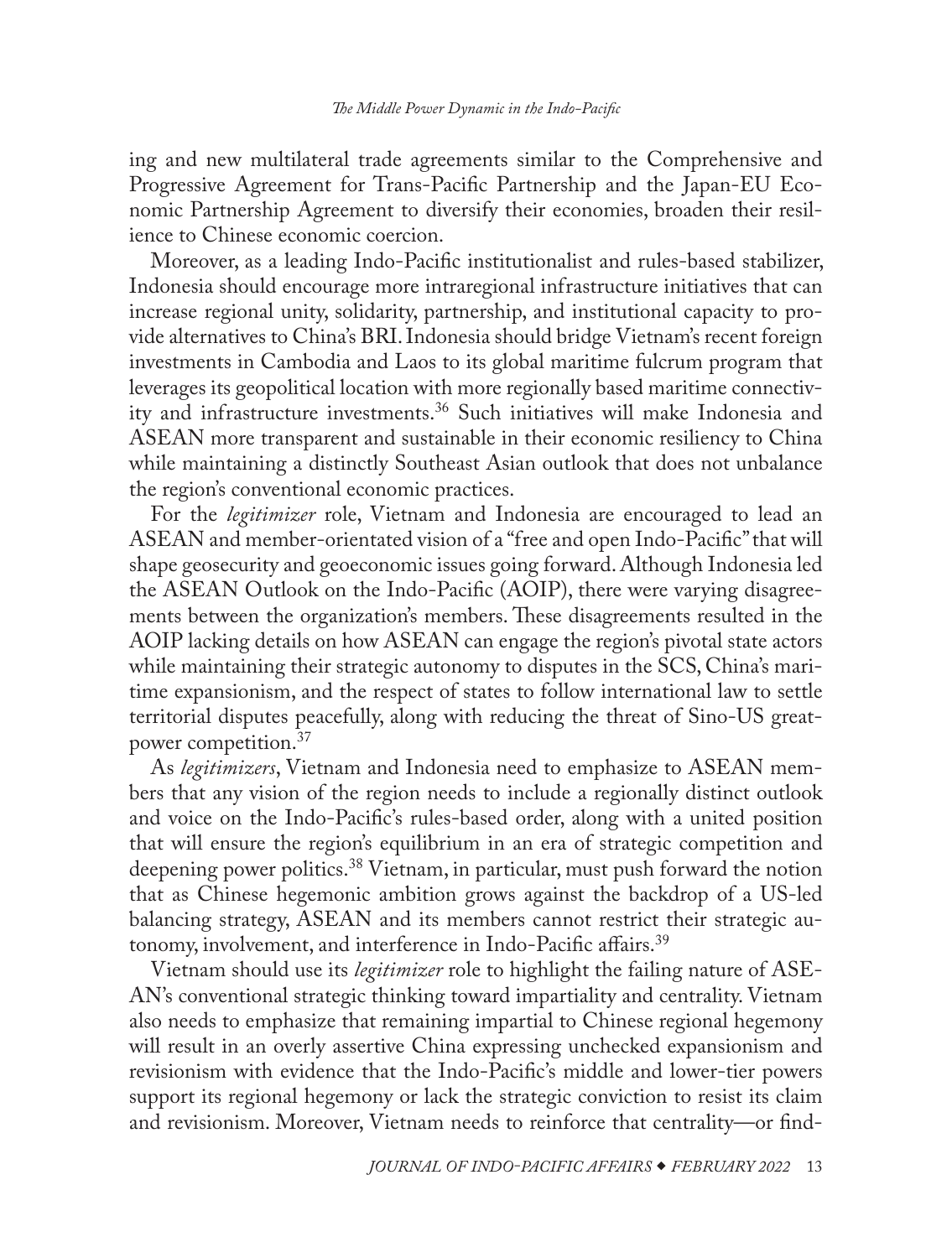ing and new multilateral trade agreements similar to the Comprehensive and Progressive Agreement for Trans-Pacific Partnership and the Japan-EU Economic Partnership Agreement to diversify their economies, broaden their resilience to Chinese economic coercion.

Moreover, as a leading Indo-Pacific institutionalist and rules-based stabilizer, Indonesia should encourage more intraregional infrastructure initiatives that can increase regional unity, solidarity, partnership, and institutional capacity to provide alternatives to China's BRI. Indonesia should bridge Vietnam's recent foreign investments in Cambodia and Laos to its global maritime fulcrum program that leverages its geopolitical location with more regionally based maritime connectivity and infrastructure investments.[36] Such initiatives will make Indonesia and ASEAN more transparent and sustainable in their economic resiliency to China while maintaining a distinctly Southeast Asian outlook that does not unbalance the region's conventional economic practices.

For the *legitimizer* role, Vietnam and Indonesia are encouraged to lead an ASEAN and member-orientated vision of a "free and open Indo-Pacific" that will shape geosecurity and geoeconomic issues going forward. Although Indonesia led the ASEAN Outlook on the Indo-Pacific (AOIP), there were varying disagreements between the organization's members. These disagreements resulted in the AOIP lacking details on how ASEAN can engage the region's pivotal state actors while maintaining their strategic autonomy to disputes in the SCS, China's maritime expansionism, and the respect of states to follow international law to settle territorial disputes peacefully, along with reducing the threat of Sino-US great-power competition.[37]

As *legitimizers*, Vietnam and Indonesia need to emphasize to ASEAN members that any vision of the region needs to include a regionally distinct outlook and voice on the Indo-Pacific's rules-based order, along with a united position that will ensure the region's equilibrium in an era of strategic competition and deepening power politics.[38] Vietnam, in particular, must push forward the notion that as Chinese hegemonic ambition grows against the backdrop of a US-led balancing strategy, ASEAN and its members cannot restrict their strategic autonomy, involvement, and interference in Indo-Pacific affairs.[39]

Vietnam should use its *legitimizer* role to highlight the failing nature of ASEAN's conventional strategic thinking toward impartiality and centrality. Vietnam also needs to emphasize that remaining impartial to Chinese regional hegemony will result in an overly assertive China expressing unchecked expansionism and revisionism with evidence that the Indo-Pacific's middle and lower-tier powers support its regional hegemony or lack the strategic conviction to resist its claim and revisionism. Moreover, Vietnam needs to reinforce that centrality—or find-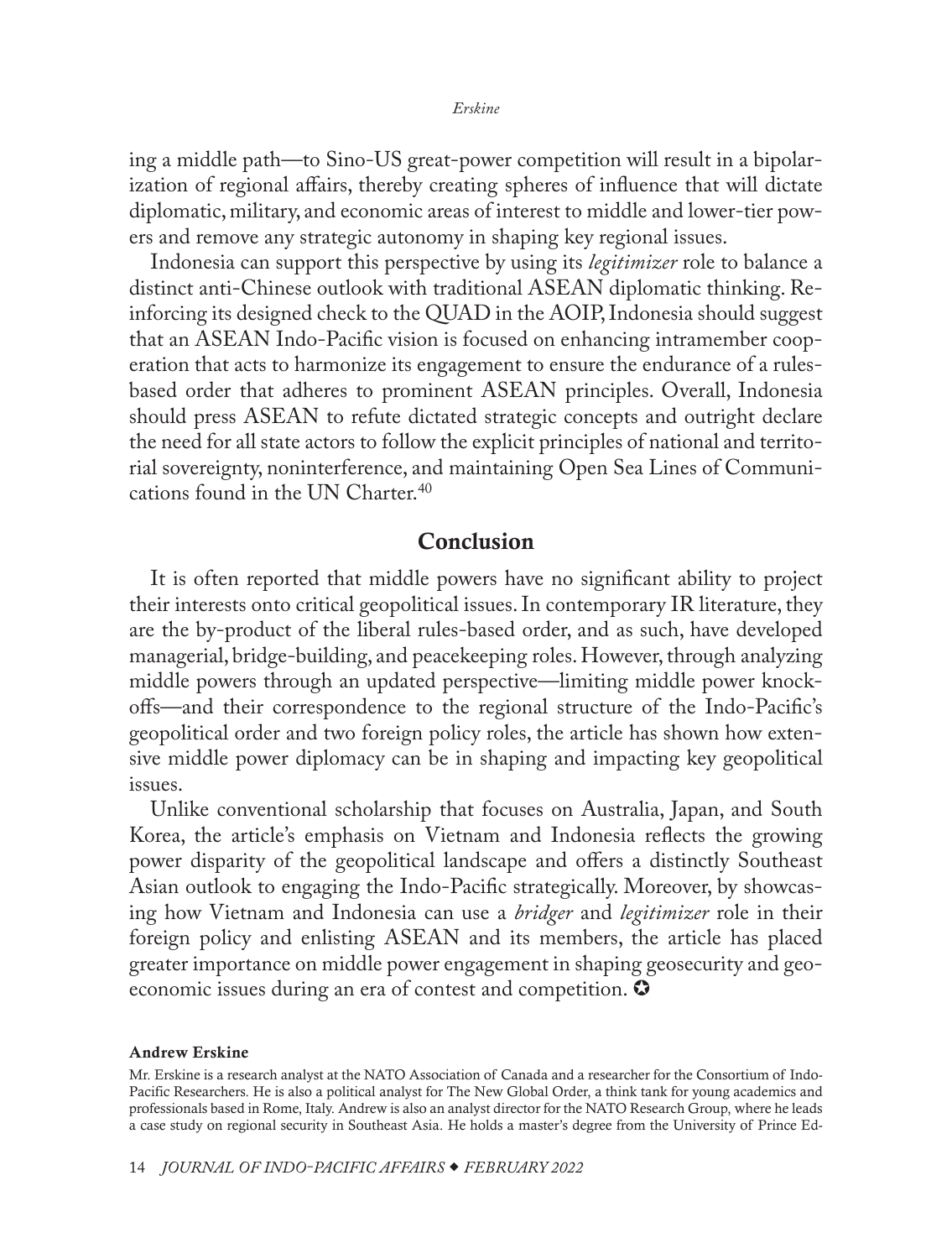ing a middle path—to Sino-US great-power competition will result in a bipolarization of regional affairs, thereby creating spheres of influence that will dictate diplomatic, military, and economic areas of interest to middle and lower-tier powers and remove any strategic autonomy in shaping key regional issues.

Indonesia can support this perspective by using its *legitimizer* role to balance a distinct anti-Chinese outlook with traditional ASEAN diplomatic thinking. Reinforcing its designed check to the QUAD in the AOIP, Indonesia should suggest that an ASEAN Indo-Pacific vision is focused on enhancing intramember cooperation that acts to harmonize its engagement to ensure the endurance of a rules-based order that adheres to prominent ASEAN principles. Overall, Indonesia should press ASEAN to refute dictated strategic concepts and outright declare the need for all state actors to follow the explicit principles of national and territorial sovereignty, noninterference, and maintaining Open Sea Lines of Communications found in the UN Charter.[40]

## Conclusion

It is often reported that middle powers have no significant ability to project their interests onto critical geopolitical issues. In contemporary IR literature, they are the by-product of the liberal rules-based order, and as such, have developed managerial, bridge-building, and peacekeeping roles. However, through analyzing middle powers through an updated perspective—limiting middle power knock-offs—and their correspondence to the regional structure of the Indo-Pacific's geopolitical order and two foreign policy roles, the article has shown how extensive middle power diplomacy can be in shaping and impacting key geopolitical issues.

Unlike conventional scholarship that focuses on Australia, Japan, and South Korea, the article's emphasis on Vietnam and Indonesia reflects the growing power disparity of the geopolitical landscape and offers a distinctly Southeast Asian outlook to engaging the Indo-Pacific strategically. Moreover, by showcasing how Vietnam and Indonesia can use a *bridger* and *legitimizer* role in their foreign policy and enlisting ASEAN and its members, the article has placed greater importance on middle power engagement in shaping geosecurity and geoeconomic issues during an era of contest and competition. ✪

**Andrew Erskine**

Mr. Erskine is a research analyst at the NATO Association of Canada and a researcher for the Consortium of Indo-Pacific Researchers. He is also a political analyst for The New Global Order, a think tank for young academics and professionals based in Rome, Italy. Andrew is also an analyst director for the NATO Research Group, where he leads a case study on regional security in Southeast Asia. He holds a master's degree from the University of Prince Ed-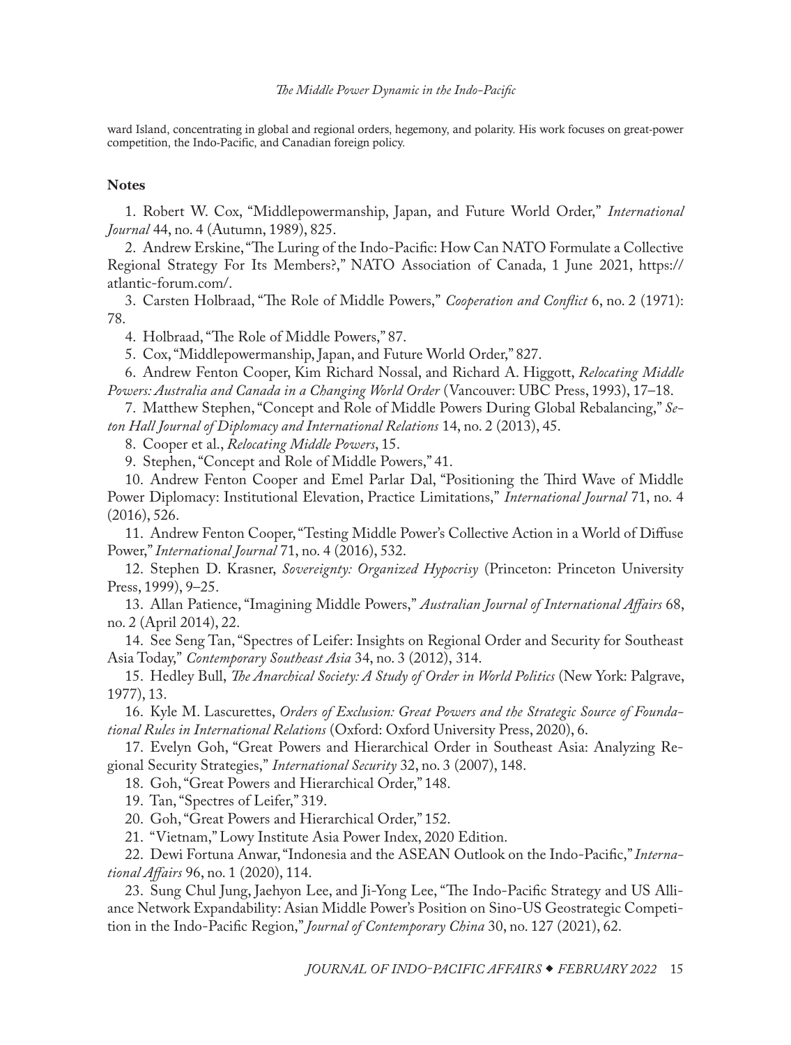ward Island, concentrating in global and regional orders, hegemony, and polarity. His work focuses on great-power competition, the Indo-Pacific, and Canadian foreign policy.

**Notes**

1. Robert W. Cox, "Middlepowermanship, Japan, and Future World Order," *International Journal* 44, no. 4 (Autumn, 1989), 825.

2. Andrew Erskine, "The Luring of the Indo-Pacific: How Can NATO Formulate a Collective Regional Strategy For Its Members?," NATO Association of Canada, 1 June 2021, https://atlantic-forum.com/.

3. Carsten Holbraad, "The Role of Middle Powers," *Cooperation and Conflict* 6, no. 2 (1971): 78.

4. Holbraad, "The Role of Middle Powers," 87.

5. Cox, "Middlepowermanship, Japan, and Future World Order," 827.

6. Andrew Fenton Cooper, Kim Richard Nossal, and Richard A. Higgott, *Relocating Middle Powers: Australia and Canada in a Changing World Order* (Vancouver: UBC Press, 1993), 17–18.

7. Matthew Stephen, "Concept and Role of Middle Powers During Global Rebalancing," *Seton Hall Journal of Diplomacy and International Relations* 14, no. 2 (2013), 45.

8. Cooper et al., *Relocating Middle Powers*, 15.

9. Stephen, "Concept and Role of Middle Powers," 41.

10. Andrew Fenton Cooper and Emel Parlar Dal, "Positioning the Third Wave of Middle Power Diplomacy: Institutional Elevation, Practice Limitations," *International Journal* 71, no. 4 (2016), 526.

11. Andrew Fenton Cooper, "Testing Middle Power's Collective Action in a World of Diffuse Power," *International Journal* 71, no. 4 (2016), 532.

12. Stephen D. Krasner, *Sovereignty: Organized Hypocrisy* (Princeton: Princeton University Press, 1999), 9–25.

13. Allan Patience, "Imagining Middle Powers," *Australian Journal of International Affairs* 68, no. 2 (April 2014), 22.

14. See Seng Tan, "Spectres of Leifer: Insights on Regional Order and Security for Southeast Asia Today," *Contemporary Southeast Asia* 34, no. 3 (2012), 314.

15. Hedley Bull, *The Anarchical Society: A Study of Order in World Politics* (New York: Palgrave, 1977), 13.

16. Kyle M. Lascurettes, *Orders of Exclusion: Great Powers and the Strategic Source of Foundational Rules in International Relations* (Oxford: Oxford University Press, 2020), 6.

17. Evelyn Goh, "Great Powers and Hierarchical Order in Southeast Asia: Analyzing Regional Security Strategies," *International Security* 32, no. 3 (2007), 148.

18. Goh, "Great Powers and Hierarchical Order," 148.

19. Tan, "Spectres of Leifer," 319.

20. Goh, "Great Powers and Hierarchical Order," 152.

21. "Vietnam," Lowy Institute Asia Power Index, 2020 Edition.

22. Dewi Fortuna Anwar, "Indonesia and the ASEAN Outlook on the Indo-Pacific," *International Affairs* 96, no. 1 (2020), 114.

23. Sung Chul Jung, Jaehyon Lee, and Ji-Yong Lee, "The Indo-Pacific Strategy and US Alliance Network Expandability: Asian Middle Power's Position on Sino-US Geostrategic Competition in the Indo-Pacific Region," *Journal of Contemporary China* 30, no. 127 (2021), 62.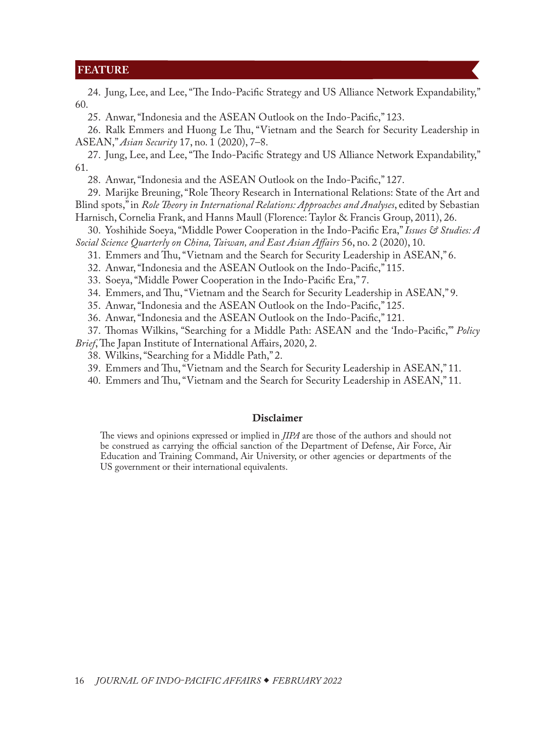24. Jung, Lee, and Lee, "The Indo-Pacific Strategy and US Alliance Network Expandability," 60.

25. Anwar, "Indonesia and the ASEAN Outlook on the Indo-Pacific," 123.

26. Ralk Emmers and Huong Le Thu, "Vietnam and the Search for Security Leadership in ASEAN," *Asian Security* 17, no. 1 (2020), 7–8.

27. Jung, Lee, and Lee, "The Indo-Pacific Strategy and US Alliance Network Expandability," 61.

28. Anwar, "Indonesia and the ASEAN Outlook on the Indo-Pacific," 127.

29. Marijke Breuning, "Role Theory Research in International Relations: State of the Art and Blind spots," in *Role Theory in International Relations: Approaches and Analyses*, edited by Sebastian Harnisch, Cornelia Frank, and Hanns Maull (Florence: Taylor & Francis Group, 2011), 26.

30. Yoshihide Soeya, "Middle Power Cooperation in the Indo-Pacific Era," *Issues & Studies: A Social Science Quarterly on China, Taiwan, and East Asian Affairs* 56, no. 2 (2020), 10.

31. Emmers and Thu, "Vietnam and the Search for Security Leadership in ASEAN," 6.

32. Anwar, "Indonesia and the ASEAN Outlook on the Indo-Pacific," 115.

33. Soeya, "Middle Power Cooperation in the Indo-Pacific Era," 7.

34. Emmers, and Thu, "Vietnam and the Search for Security Leadership in ASEAN," 9.

35. Anwar, "Indonesia and the ASEAN Outlook on the Indo-Pacific," 125.

36. Anwar, "Indonesia and the ASEAN Outlook on the Indo-Pacific," 121.

37. Thomas Wilkins, "Searching for a Middle Path: ASEAN and the 'Indo-Pacific,'" *Policy Brief*, The Japan Institute of International Affairs, 2020, 2.

38. Wilkins, "Searching for a Middle Path," 2.

39. Emmers and Thu, "Vietnam and the Search for Security Leadership in ASEAN," 11.

40. Emmers and Thu, "Vietnam and the Search for Security Leadership in ASEAN," 11.

## Disclaimer

The views and opinions expressed or implied in *JIPA* are those of the authors and should not be construed as carrying the official sanction of the Department of Defense, Air Force, Air Education and Training Command, Air University, or other agencies or departments of the US government or their international equivalents.